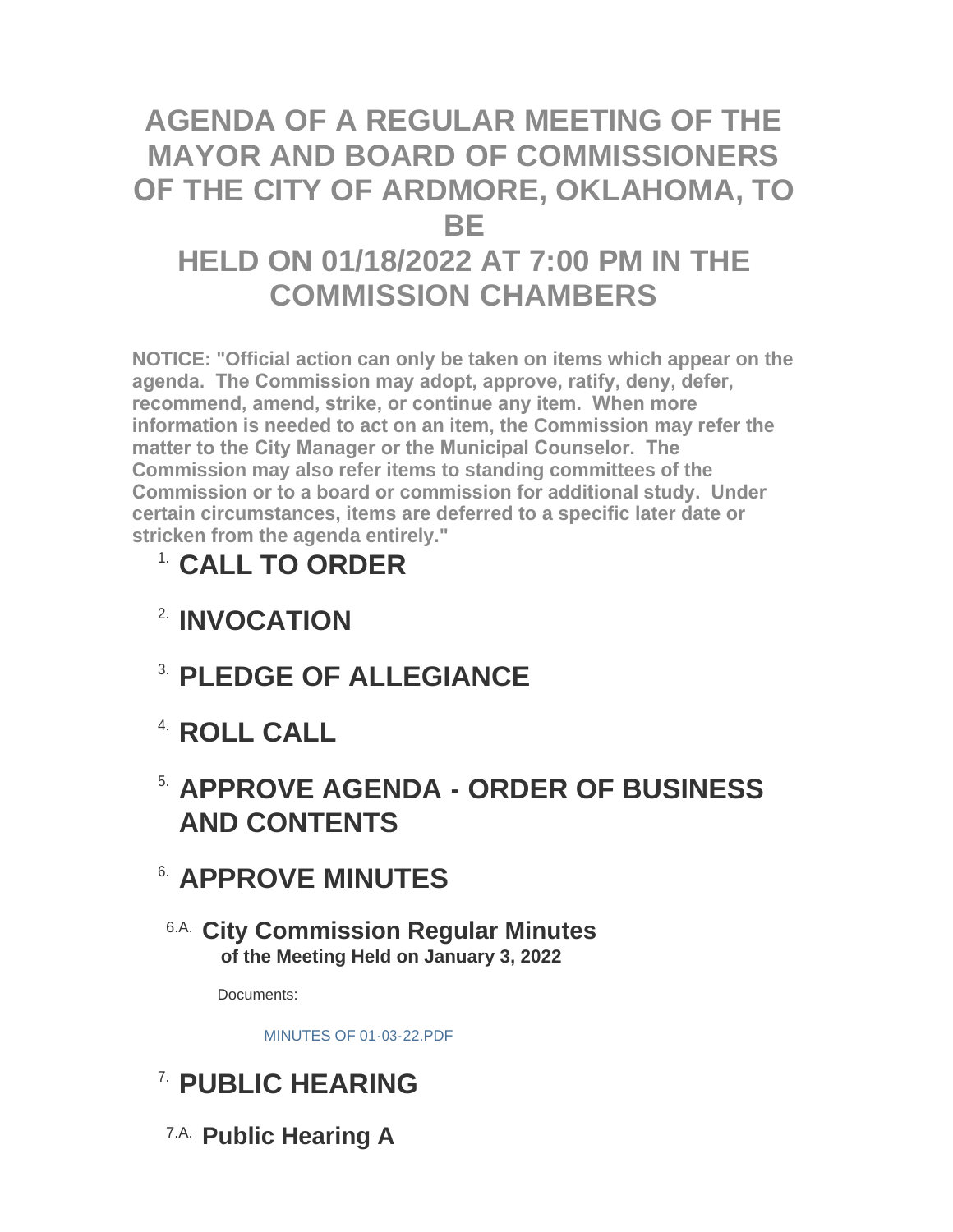# AGENDA OF A REGULAR MEETING OF THE MAYOR AND BOARD OF COMMISSIONERS OF THE CITY OF ARDMORE, OKLAHOMA, TO BE HELD ON 01/18/2022 AT 7:00 PM IN THE COMMISSION CHAMBERS

**NOTICE: "Official action can only be taken on items which appear on the agenda. The Commission may adopt, approve, ratify, deny, defer, recommend, amend, strike, or continue any item. When more information is needed to act on an item, the Commission may refer the matter to the City Manager or the Municipal Counselor. The Commission may also refer items to standing committees of the Commission or to a board or commission for additional study. Under certain circumstances, items are deferred to a specific later date or stricken from the agenda entirely."**

## 1. CALL TO ORDER

## 2. INVOCATION

## 3. PLEDGE OF ALLEGIANCE

## 4. ROLL CALL

## 5. APPROVE AGENDA - ORDER OF BUSINESS AND CONTENTS

## 6. APPROVE MINUTES

### 6.A. City Commission Regular Minutes

**of the Meeting Held on January 3, 2022**

Documents:

MINUTES OF 01-03-22.PDF

## 7. PUBLIC HEARING

### 7.A. Public Hearing A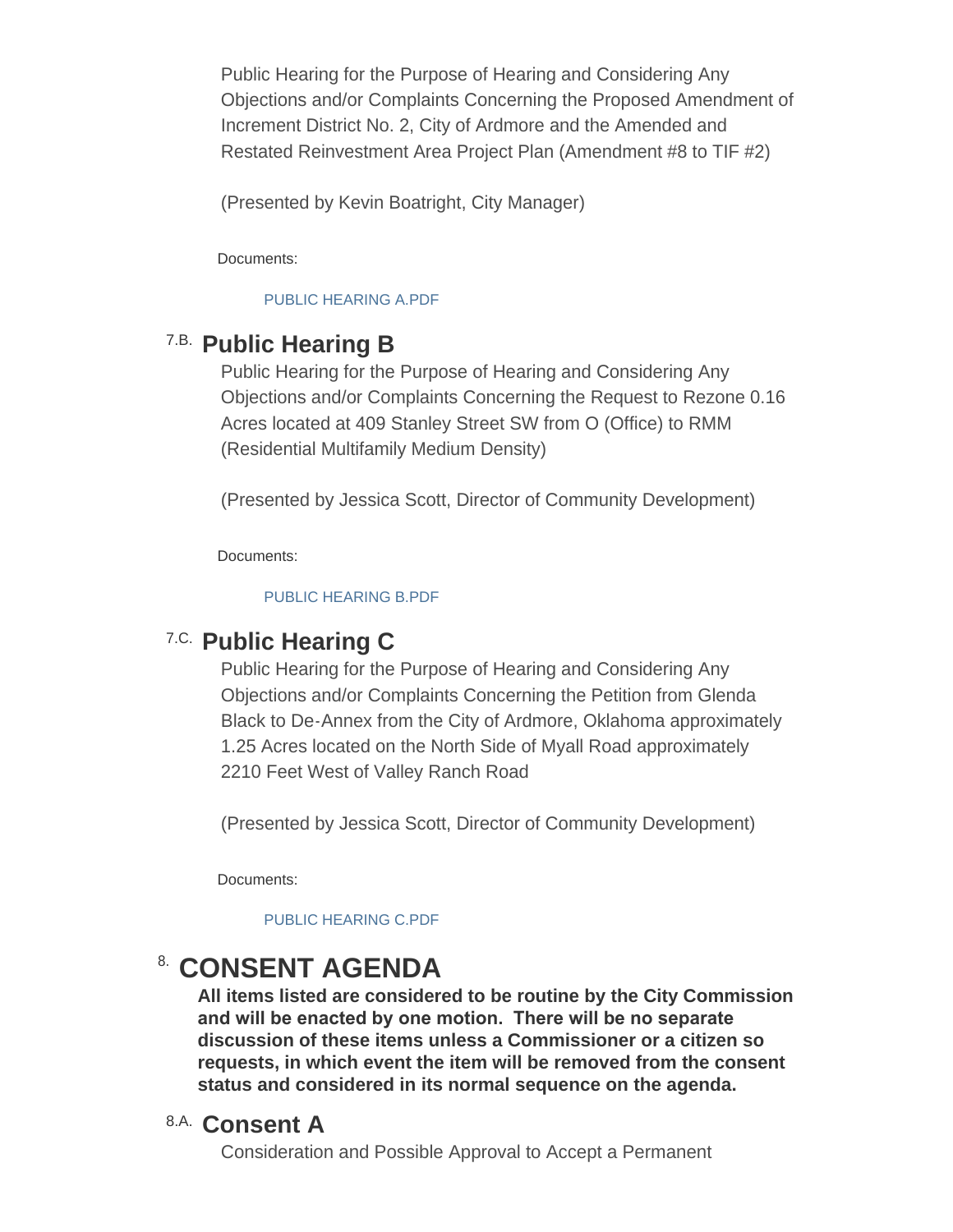Public Hearing for the Purpose of Hearing and Considering Any Objections and/or Complaints Concerning the Proposed Amendment of Increment District No. 2, City of Ardmore and the Amended and Restated Reinvestment Area Project Plan (Amendment #8 to TIF #2)

(Presented by Kevin Boatright, City Manager)

Documents:

PUBLIC HEARING A.PDF

### 7.B. Public Hearing B

Public Hearing for the Purpose of Hearing and Considering Any Objections and/or Complaints Concerning the Request to Rezone 0.16 Acres located at 409 Stanley Street SW from O (Office) to RMM (Residential Multifamily Medium Density)

(Presented by Jessica Scott, Director of Community Development)

Documents:

PUBLIC HEARING B.PDF

### 7.C. Public Hearing C

Public Hearing for the Purpose of Hearing and Considering Any Objections and/or Complaints Concerning the Petition from Glenda Black to De-Annex from the City of Ardmore, Oklahoma approximately 1.25 Acres located on the North Side of Myall Road approximately 2210 Feet West of Valley Ranch Road

(Presented by Jessica Scott, Director of Community Development)

Documents:

PUBLIC HEARING C.PDF

## 8. CONSENT AGENDA

**All items listed are considered to be routine by the City Commission and will be enacted by one motion. There will be no separate discussion of these items unless a Commissioner or a citizen so requests, in which event the item will be removed from the consent status and considered in its normal sequence on the agenda.**

### 8.A. Consent A

Consideration and Possible Approval to Accept a Permanent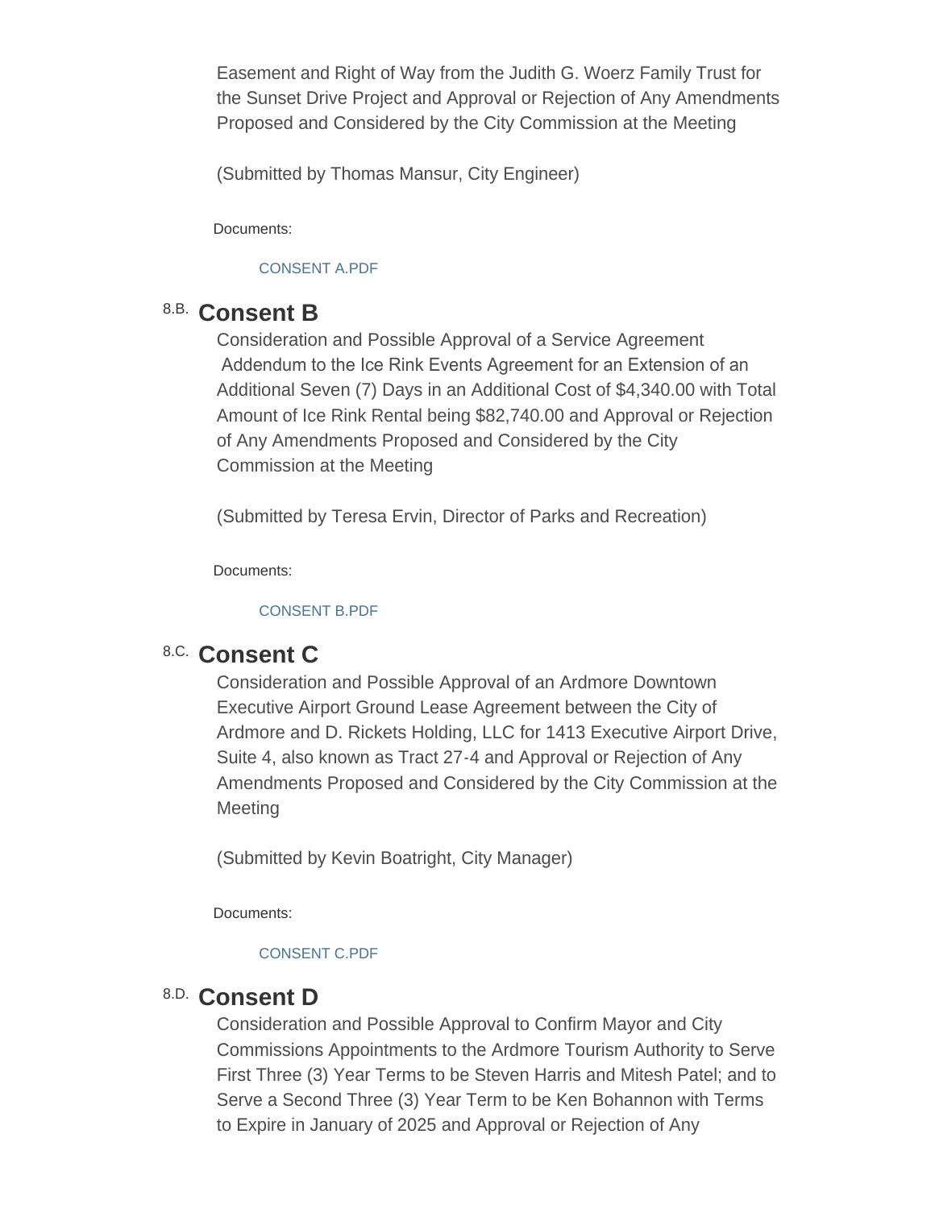Easement and Right of Way from the Judith G. Woerz Family Trust for the Sunset Drive Project and Approval or Rejection of Any Amendments Proposed and Considered by the City Commission at the Meeting

(Submitted by Thomas Mansur, City Engineer)

Documents:

CONSENT A.PDF

## 8.B. Consent B

Consideration and Possible Approval of a Service Agreement Addendum to the Ice Rink Events Agreement for an Extension of an Additional Seven (7) Days in an Additional Cost of $4,340.00 with Total Amount of Ice Rink Rental being $82,740.00 and Approval or Rejection of Any Amendments Proposed and Considered by the City Commission at the Meeting

(Submitted by Teresa Ervin, Director of Parks and Recreation)

Documents:

CONSENT B.PDF

## 8.C. Consent C

Consideration and Possible Approval of an Ardmore Downtown Executive Airport Ground Lease Agreement between the City of Ardmore and D. Rickets Holding, LLC for 1413 Executive Airport Drive, Suite 4, also known as Tract 27-4 and Approval or Rejection of Any Amendments Proposed and Considered by the City Commission at the Meeting

(Submitted by Kevin Boatright, City Manager)

Documents:

CONSENT C.PDF

## 8.D. Consent D

Consideration and Possible Approval to Confirm Mayor and City Commissions Appointments to the Ardmore Tourism Authority to Serve First Three (3) Year Terms to be Steven Harris and Mitesh Patel; and to Serve a Second Three (3) Year Term to be Ken Bohannon with Terms to Expire in January of 2025 and Approval or Rejection of Any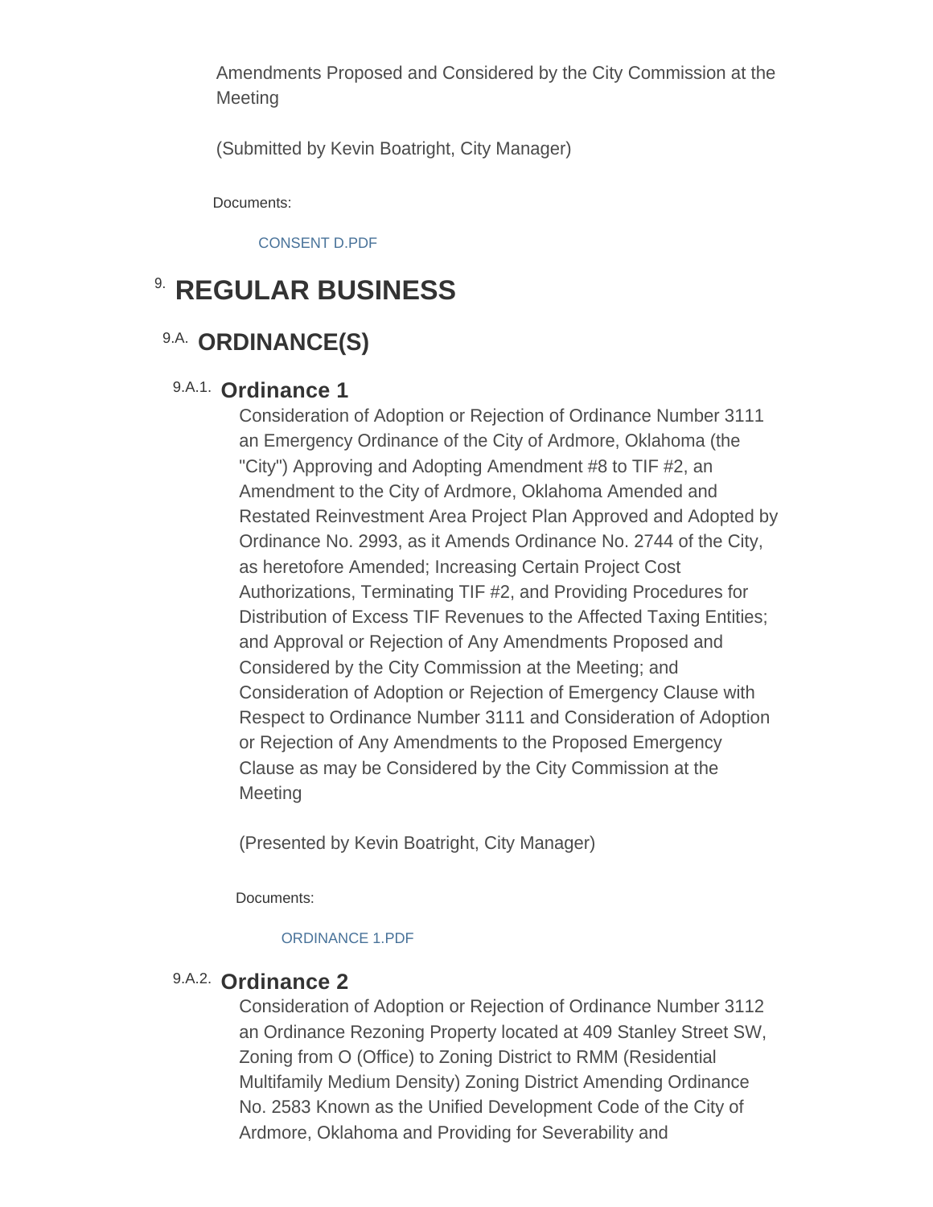Amendments Proposed and Considered by the City Commission at the Meeting

(Submitted by Kevin Boatright, City Manager)

Documents:

CONSENT D.PDF

# 9. REGULAR BUSINESS

## 9.A. ORDINANCE(S)

### 9.A.1. Ordinance 1

Consideration of Adoption or Rejection of Ordinance Number 3111 an Emergency Ordinance of the City of Ardmore, Oklahoma (the "City") Approving and Adopting Amendment #8 to TIF #2, an Amendment to the City of Ardmore, Oklahoma Amended and Restated Reinvestment Area Project Plan Approved and Adopted by Ordinance No. 2993, as it Amends Ordinance No. 2744 of the City, as heretofore Amended; Increasing Certain Project Cost Authorizations, Terminating TIF #2, and Providing Procedures for Distribution of Excess TIF Revenues to the Affected Taxing Entities; and Approval or Rejection of Any Amendments Proposed and Considered by the City Commission at the Meeting; and Consideration of Adoption or Rejection of Emergency Clause with Respect to Ordinance Number 3111 and Consideration of Adoption or Rejection of Any Amendments to the Proposed Emergency Clause as may be Considered by the City Commission at the Meeting

(Presented by Kevin Boatright, City Manager)

Documents:

ORDINANCE 1.PDF

### 9.A.2. Ordinance 2

Consideration of Adoption or Rejection of Ordinance Number 3112 an Ordinance Rezoning Property located at 409 Stanley Street SW, Zoning from O (Office) to Zoning District to RMM (Residential Multifamily Medium Density) Zoning District Amending Ordinance No. 2583 Known as the Unified Development Code of the City of Ardmore, Oklahoma and Providing for Severability and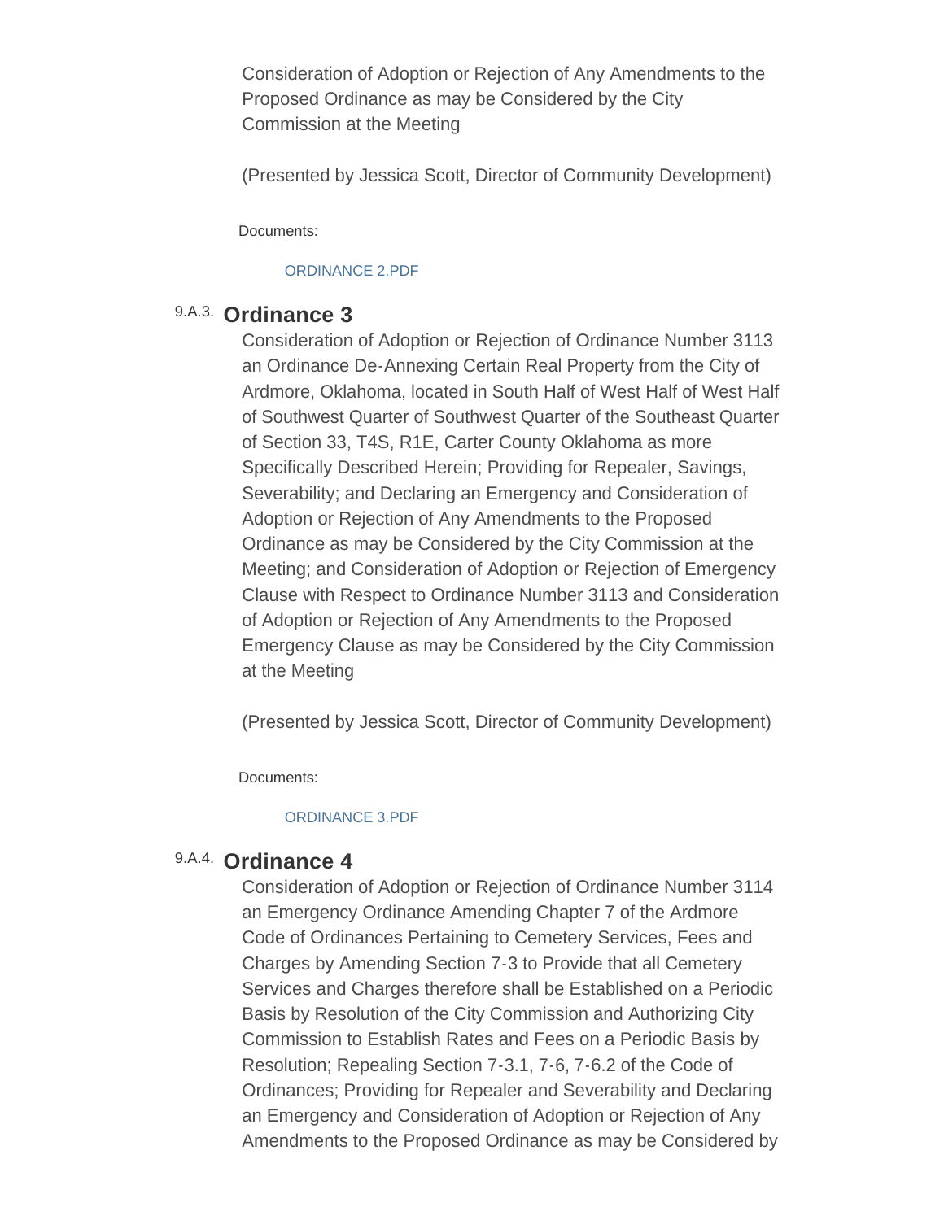Consideration of Adoption or Rejection of Any Amendments to the Proposed Ordinance as may be Considered by the City Commission at the Meeting

(Presented by Jessica Scott, Director of Community Development)

Documents:

ORDINANCE 2.PDF

### 9.A.3. Ordinance 3

Consideration of Adoption or Rejection of Ordinance Number 3113 an Ordinance De-Annexing Certain Real Property from the City of Ardmore, Oklahoma, located in South Half of West Half of West Half of Southwest Quarter of Southwest Quarter of the Southeast Quarter of Section 33, T4S, R1E, Carter County Oklahoma as more Specifically Described Herein; Providing for Repealer, Savings, Severability; and Declaring an Emergency and Consideration of Adoption or Rejection of Any Amendments to the Proposed Ordinance as may be Considered by the City Commission at the Meeting; and Consideration of Adoption or Rejection of Emergency Clause with Respect to Ordinance Number 3113 and Consideration of Adoption or Rejection of Any Amendments to the Proposed Emergency Clause as may be Considered by the City Commission at the Meeting

(Presented by Jessica Scott, Director of Community Development)

Documents:

ORDINANCE 3.PDF

### 9.A.4. Ordinance 4

Consideration of Adoption or Rejection of Ordinance Number 3114 an Emergency Ordinance Amending Chapter 7 of the Ardmore Code of Ordinances Pertaining to Cemetery Services, Fees and Charges by Amending Section 7-3 to Provide that all Cemetery Services and Charges therefore shall be Established on a Periodic Basis by Resolution of the City Commission and Authorizing City Commission to Establish Rates and Fees on a Periodic Basis by Resolution; Repealing Section 7-3.1, 7-6, 7-6.2 of the Code of Ordinances; Providing for Repealer and Severability and Declaring an Emergency and Consideration of Adoption or Rejection of Any Amendments to the Proposed Ordinance as may be Considered by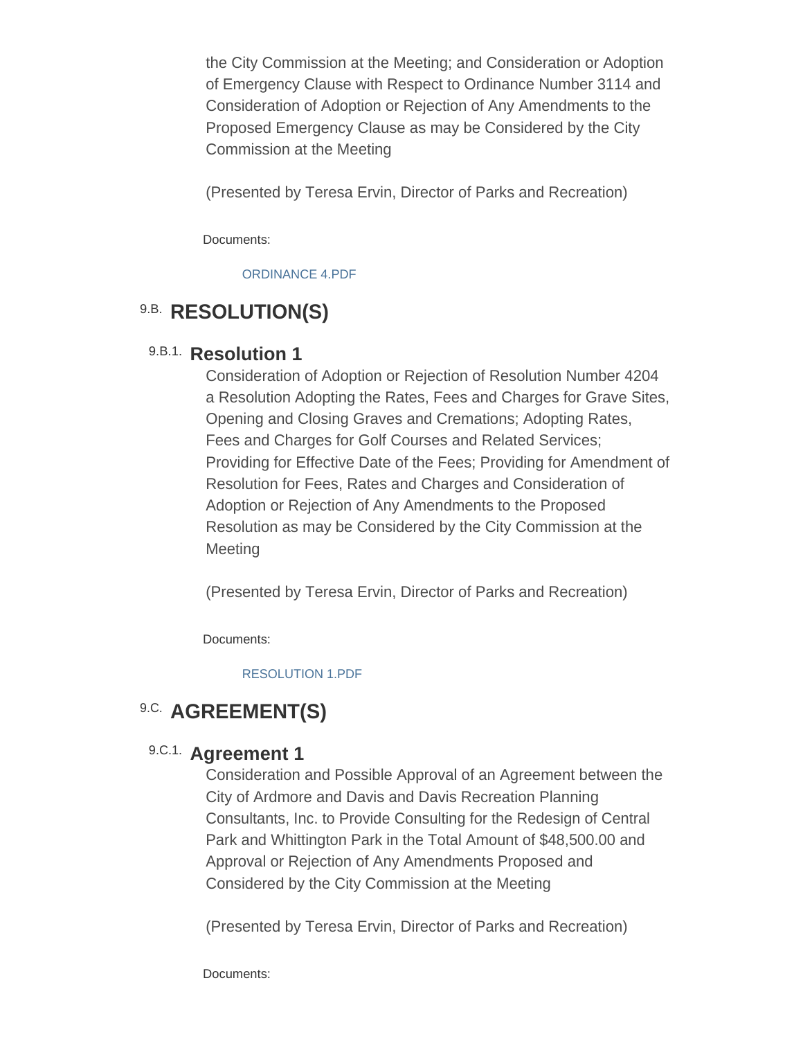the City Commission at the Meeting; and Consideration or Adoption of Emergency Clause with Respect to Ordinance Number 3114 and Consideration of Adoption or Rejection of Any Amendments to the Proposed Emergency Clause as may be Considered by the City Commission at the Meeting

(Presented by Teresa Ervin, Director of Parks and Recreation)

Documents:

ORDINANCE 4.PDF

## 9.B. RESOLUTION(S)

### 9.B.1. Resolution 1

Consideration of Adoption or Rejection of Resolution Number 4204 a Resolution Adopting the Rates, Fees and Charges for Grave Sites, Opening and Closing Graves and Cremations; Adopting Rates, Fees and Charges for Golf Courses and Related Services; Providing for Effective Date of the Fees; Providing for Amendment of Resolution for Fees, Rates and Charges and Consideration of Adoption or Rejection of Any Amendments to the Proposed Resolution as may be Considered by the City Commission at the Meeting

(Presented by Teresa Ervin, Director of Parks and Recreation)

Documents:

RESOLUTION 1.PDF

## 9.C. AGREEMENT(S)

### 9.C.1. Agreement 1

Consideration and Possible Approval of an Agreement between the City of Ardmore and Davis and Davis Recreation Planning Consultants, Inc. to Provide Consulting for the Redesign of Central Park and Whittington Park in the Total Amount of $48,500.00 and Approval or Rejection of Any Amendments Proposed and Considered by the City Commission at the Meeting

(Presented by Teresa Ervin, Director of Parks and Recreation)

Documents: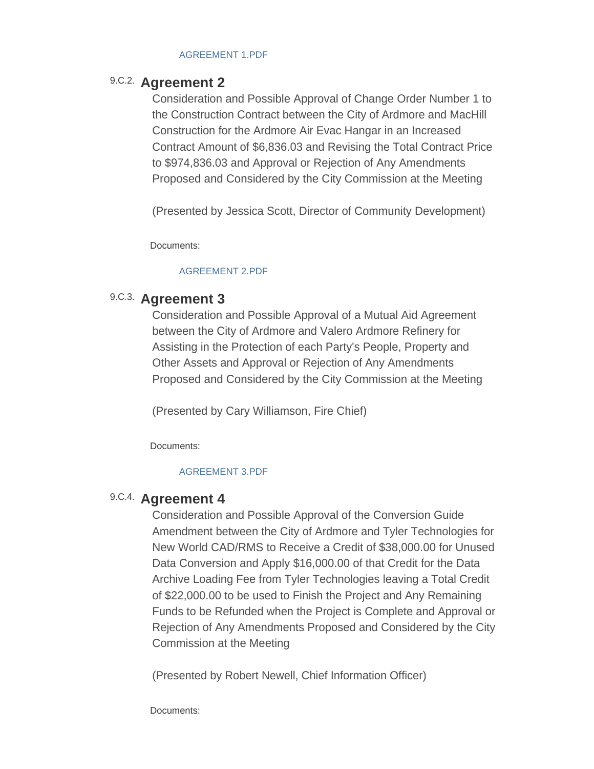AGREEMENT 1.PDF

### 9.C.2. Agreement 2

Consideration and Possible Approval of Change Order Number 1 to the Construction Contract between the City of Ardmore and MacHill Construction for the Ardmore Air Evac Hangar in an Increased Contract Amount of $6,836.03 and Revising the Total Contract Price to $974,836.03 and Approval or Rejection of Any Amendments Proposed and Considered by the City Commission at the Meeting

(Presented by Jessica Scott, Director of Community Development)

Documents:

AGREEMENT 2.PDF

### 9.C.3. Agreement 3

Consideration and Possible Approval of a Mutual Aid Agreement between the City of Ardmore and Valero Ardmore Refinery for Assisting in the Protection of each Party's People, Property and Other Assets and Approval or Rejection of Any Amendments Proposed and Considered by the City Commission at the Meeting

(Presented by Cary Williamson, Fire Chief)

Documents:

AGREEMENT 3.PDF

### 9.C.4. Agreement 4

Consideration and Possible Approval of the Conversion Guide Amendment between the City of Ardmore and Tyler Technologies for New World CAD/RMS to Receive a Credit of $38,000.00 for Unused Data Conversion and Apply $16,000.00 of that Credit for the Data Archive Loading Fee from Tyler Technologies leaving a Total Credit of $22,000.00 to be used to Finish the Project and Any Remaining Funds to be Refunded when the Project is Complete and Approval or Rejection of Any Amendments Proposed and Considered by the City Commission at the Meeting

(Presented by Robert Newell, Chief Information Officer)

Documents: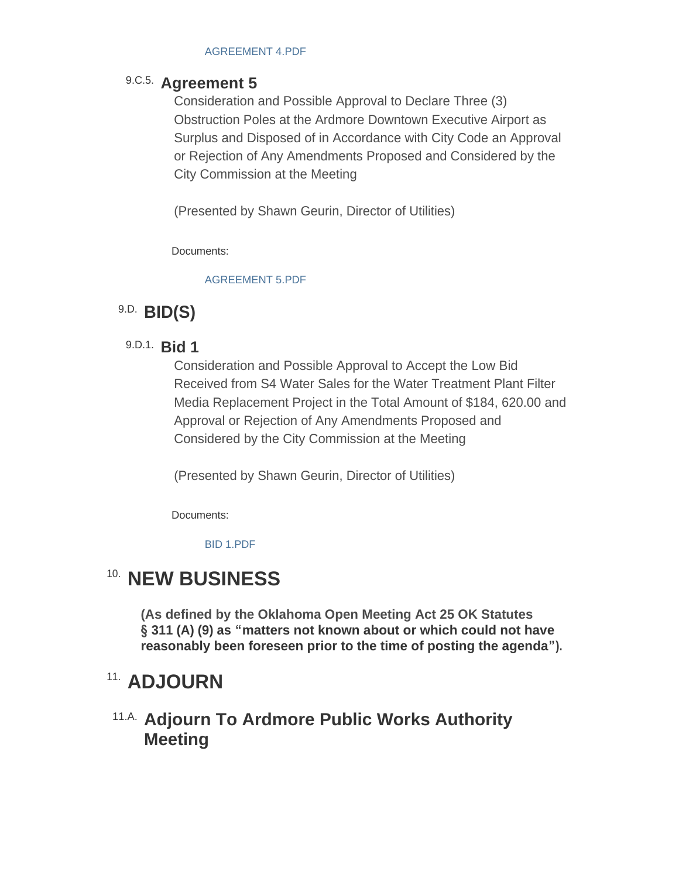AGREEMENT 4.PDF

### 9.C.5. Agreement 5

Consideration and Possible Approval to Declare Three (3) Obstruction Poles at the Ardmore Downtown Executive Airport as Surplus and Disposed of in Accordance with City Code an Approval or Rejection of Any Amendments Proposed and Considered by the City Commission at the Meeting

(Presented by Shawn Geurin, Director of Utilities)

Documents:

AGREEMENT 5.PDF

## 9.D. BID(S)

### 9.D.1. Bid 1

Consideration and Possible Approval to Accept the Low Bid Received from S4 Water Sales for the Water Treatment Plant Filter Media Replacement Project in the Total Amount of $184, 620.00 and Approval or Rejection of Any Amendments Proposed and Considered by the City Commission at the Meeting

(Presented by Shawn Geurin, Director of Utilities)

Documents:

BID 1.PDF

# 10. NEW BUSINESS

**(As defined by the Oklahoma Open Meeting Act 25 OK Statutes § 311 (A) (9) as "matters not known about or which could not have reasonably been foreseen prior to the time of posting the agenda").**

# 11. ADJOURN

## 11.A. Adjourn To Ardmore Public Works Authority Meeting